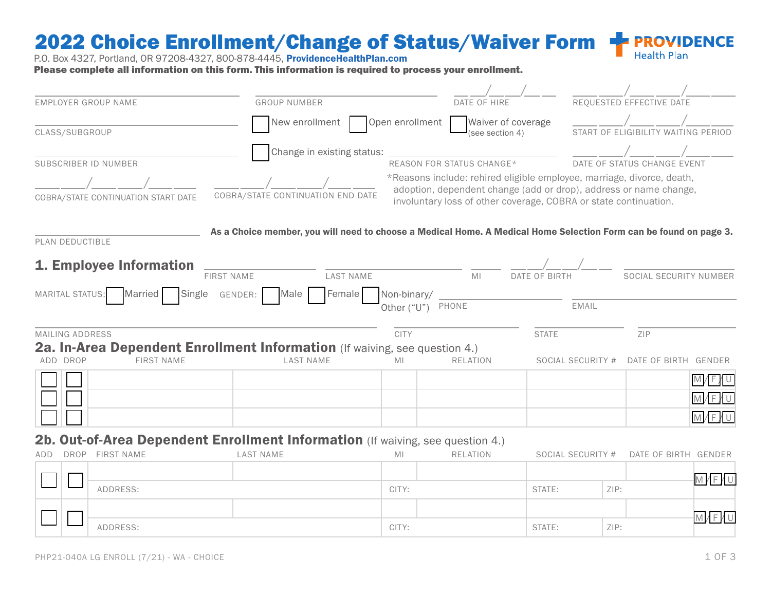# 2022 Choice Enrollment/Change of Status/Waiver Form

**PROVIDENCE Health Plan**

P.O. Box 4327, Portland, OR 97208-4327, 800-878-4445, **ProvidenceHealthPlan.com**

**Please complete all information on this form. This information is required to process your enrollment.**

EMPLOYER GROUP NAME ____________________

GROUP NUMBER ____________________

DATE OF HIRE ___/___/___

REQUESTED EFFECTIVE DATE ___/___/___

CLASS/SUBGROUP ____________________

☐ New enrollment ☐ Open enrollment ☐ Waiver of coverage (see section 4)

START OF ELIGIBILITY WAITING PERIOD ___/___/___

SUBSCRIBER ID NUMBER ____________________

☐ Change in existing status: ____________________ REASON FOR STATUS CHANGE*

DATE OF STATUS CHANGE EVENT ___/___/___

COBRA/STATE CONTINUATION START DATE ___/___/___

COBRA/STATE CONTINUATION END DATE ___/___/___

*Reasons include: rehired eligible employee, marriage, divorce, death, adoption, dependent change (add or drop), address or name change, involuntary loss of other coverage, COBRA or state continuation.

PLAN DEDUCTIBLE ____________________

**As a Choice member, you will need to choose a Medical Home. A Medical Home Selection Form can be found on page 3.**

## 1. Employee Information

FIRST NAME ____________________ LAST NAME ____________________ MI ____ DATE OF BIRTH ___/___/___ SOCIAL SECURITY NUMBER ____________________

MARITAL STATUS: ☐ Married ☐ Single GENDER: ☐ Male ☐ Female ☐ Non-binary/Other ("U")

PHONE ____________________ EMAIL ____________________

MAILING ADDRESS ____________________ CITY ____________________ STATE ____________________ ZIP ____________________

## 2a. In-Area Dependent Enrollment Information (If waiving, see question 4.)

| ADD | DROP | FIRST NAME | LAST NAME | MI | RELATION | SOCIAL SECURITY # | DATE OF BIRTH | GENDER |
|---|---|---|---|---|---|---|---|---|
| ☐ | ☐ | | | | | | | M/F/U |
| ☐ | ☐ | | | | | | | M/F/U |
| ☐ | ☐ | | | | | | | M/F/U |

## 2b. Out-of-Area Dependent Enrollment Information (If waiving, see question 4.)

| ADD | DROP | FIRST NAME | LAST NAME | MI | RELATION | SOCIAL SECURITY # | DATE OF BIRTH | GENDER |
|---|---|---|---|---|---|---|---|---|
| ☐ | ☐ | | | | | | | M/F/U |
| | | ADDRESS: | | CITY: | | STATE: | ZIP: | |
| ☐ | ☐ | | | | | | | M/F/U |
| | | ADDRESS: | | CITY: | | STATE: | ZIP: | |

PHP21-040A LG ENROLL (7/21) - WA - CHOICE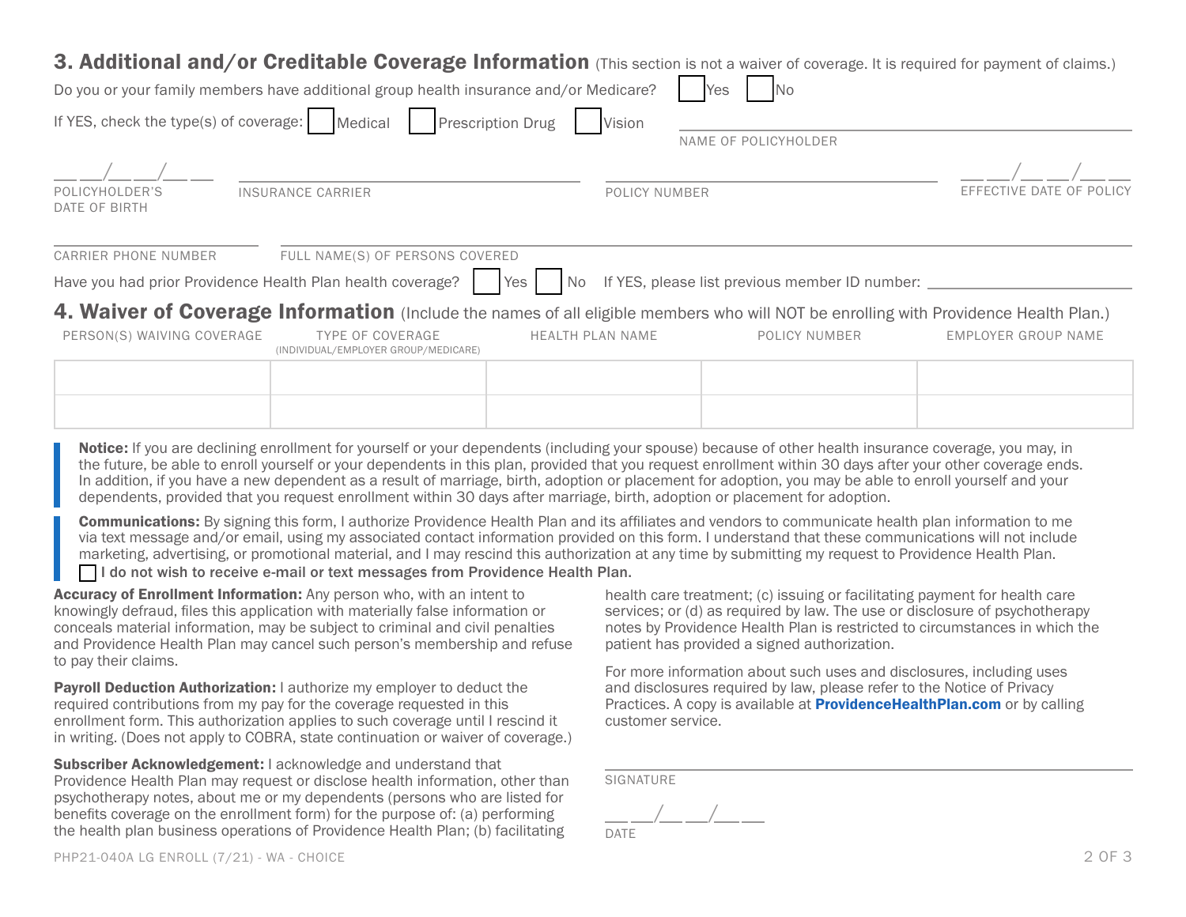## 3. Additional and/or Creditable Coverage Information (This section is not a waiver of coverage. It is required for payment of claims.)

Do you or your family members have additional group health insurance and/or Medicare? ☐ Yes ☐ No

If YES, check the type(s) of coverage: ☐ Medical ☐ Prescription Drug ☐ Vision

______________________ NAME OF POLICYHOLDER

__ __/__ __/__ __ POLICYHOLDER'S DATE OF BIRTH

______________________ INSURANCE CARRIER

______________________ POLICY NUMBER

__ __/__ __/__ __ EFFECTIVE DATE OF POLICY

______________________ CARRIER PHONE NUMBER

______________________ FULL NAME(S) OF PERSONS COVERED

Have you had prior Providence Health Plan health coverage? ☐ Yes ☐ No If YES, please list previous member ID number: ______________________

## 4. Waiver of Coverage Information (Include the names of all eligible members who will NOT be enrolling with Providence Health Plan.)

| PERSON(S) WAIVING COVERAGE | TYPE OF COVERAGE (INDIVIDUAL/EMPLOYER GROUP/MEDICARE) | HEALTH PLAN NAME | POLICY NUMBER | EMPLOYER GROUP NAME |
|---|---|---|---|---|
| | | | | |
| | | | | |

**Notice:** If you are declining enrollment for yourself or your dependents (including your spouse) because of other health insurance coverage, you may, in the future, be able to enroll yourself or your dependents in this plan, provided that you request enrollment within 30 days after your other coverage ends. In addition, if you have a new dependent as a result of marriage, birth, adoption or placement for adoption, you may be able to enroll yourself and your dependents, provided that you request enrollment within 30 days after marriage, birth, adoption or placement for adoption.

**Communications:** By signing this form, I authorize Providence Health Plan and its affiliates and vendors to communicate health plan information to me via text message and/or email, using my associated contact information provided on this form. I understand that these communications will not include marketing, advertising, or promotional material, and I may rescind this authorization at any time by submitting my request to Providence Health Plan.

☐ **I do not wish to receive e-mail or text messages from Providence Health Plan.**

**Accuracy of Enrollment Information:** Any person who, with an intent to knowingly defraud, files this application with materially false information or conceals material information, may be subject to criminal and civil penalties and Providence Health Plan may cancel such person's membership and refuse to pay their claims.

**Payroll Deduction Authorization:** I authorize my employer to deduct the required contributions from my pay for the coverage requested in this enrollment form. This authorization applies to such coverage until I rescind it in writing. (Does not apply to COBRA, state continuation or waiver of coverage.)

**Subscriber Acknowledgement:** I acknowledge and understand that Providence Health Plan may request or disclose health information, other than psychotherapy notes, about me or my dependents (persons who are listed for benefits coverage on the enrollment form) for the purpose of: (a) performing the health plan business operations of Providence Health Plan; (b) facilitating health care treatment; (c) issuing or facilitating payment for health care services; or (d) as required by law. The use or disclosure of psychotherapy notes by Providence Health Plan is restricted to circumstances in which the patient has provided a signed authorization.

For more information about such uses and disclosures, including uses and disclosures required by law, please refer to the Notice of Privacy Practices. A copy is available at **ProvidenceHealthPlan.com** or by calling customer service.

______________________ SIGNATURE

__ __/__ __/__ __ DATE

PHP21-040A LG ENROLL (7/21) - WA - CHOICE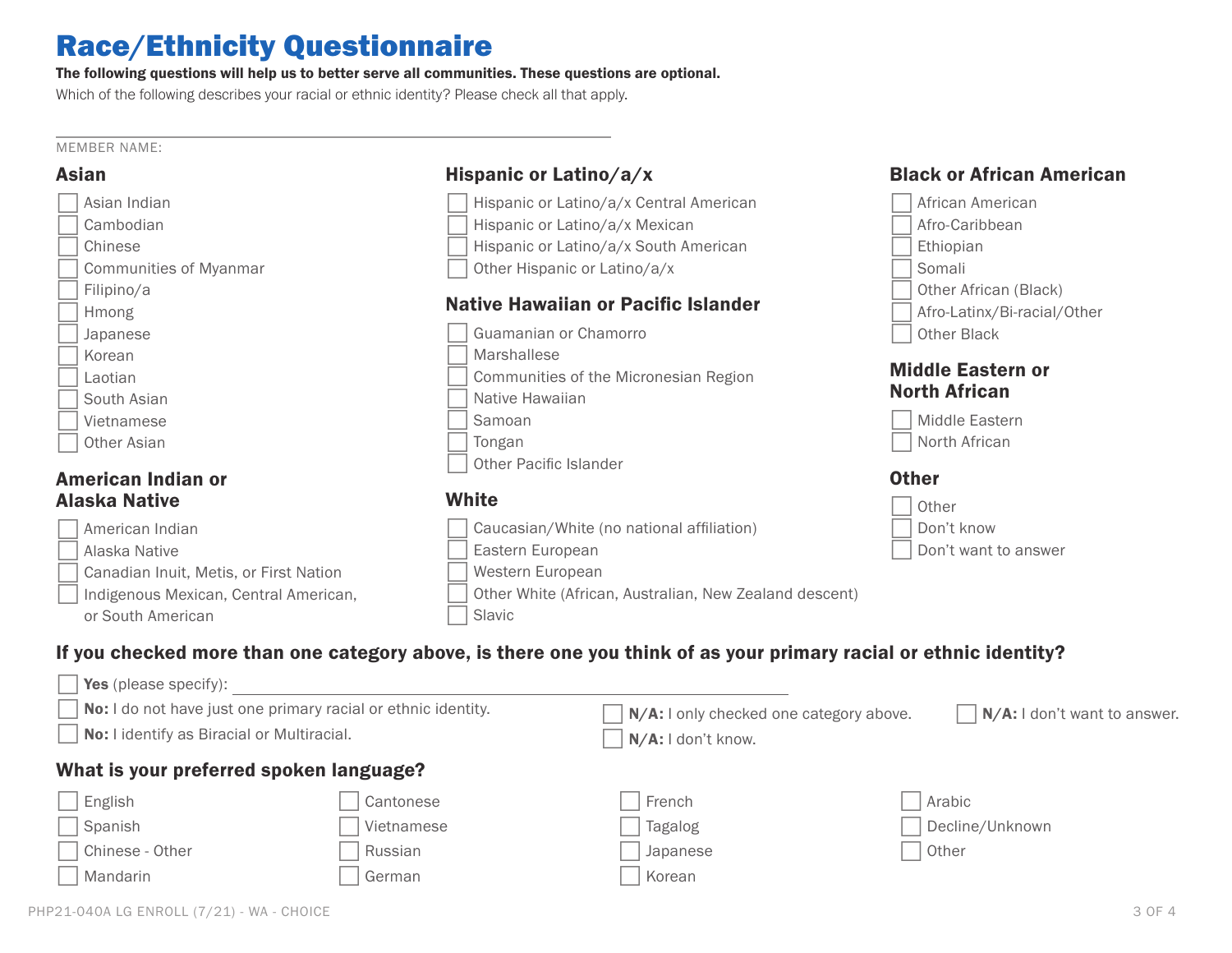# Race/Ethnicity Questionnaire

**The following questions will help us to better serve all communities. These questions are optional.**

Which of the following describes your racial or ethnic identity? Please check all that apply.

MEMBER NAME: ______________________________

### Asian

- ☐ Asian Indian
- ☐ Cambodian
- ☐ Chinese
- ☐ Communities of Myanmar
- ☐ Filipino/a
- ☐ Hmong
- ☐ Japanese
- ☐ Korean
- ☐ Laotian
- ☐ South Asian
- ☐ Vietnamese
- ☐ Other Asian

### American Indian or Alaska Native

- ☐ American Indian
- ☐ Alaska Native
- ☐ Canadian Inuit, Metis, or First Nation
- ☐ Indigenous Mexican, Central American, or South American

### Hispanic or Latino/a/x

- ☐ Hispanic or Latino/a/x Central American
- ☐ Hispanic or Latino/a/x Mexican
- ☐ Hispanic or Latino/a/x South American
- ☐ Other Hispanic or Latino/a/x

### Native Hawaiian or Pacific Islander

- ☐ Guamanian or Chamorro
- ☐ Marshallese
- ☐ Communities of the Micronesian Region
- ☐ Native Hawaiian
- ☐ Samoan
- ☐ Tongan
- ☐ Other Pacific Islander

### White

- ☐ Caucasian/White (no national affiliation)
- ☐ Eastern European
- ☐ Western European
- ☐ Other White (African, Australian, New Zealand descent)
- ☐ Slavic

### Black or African American

- ☐ African American
- ☐ Afro-Caribbean
- ☐ Ethiopian
- ☐ Somali
- ☐ Other African (Black)
- ☐ Afro-Latinx/Bi-racial/Other
- ☐ Other Black

### Middle Eastern or North African

- ☐ Middle Eastern
- ☐ North African

### Other

- ☐ Other
- ☐ Don't know
- ☐ Don't want to answer

### If you checked more than one category above, is there one you think of as your primary racial or ethnic identity?

- ☐ **Yes** (please specify): ______________________________
- ☐ **No:** I do not have just one primary racial or ethnic identity.
- ☐ **No:** I identify as Biracial or Multiracial.
- ☐ **N/A:** I only checked one category above.
- ☐ **N/A:** I don't know.
- ☐ **N/A:** I don't want to answer.

### What is your preferred spoken language?

- ☐ English
- ☐ Spanish
- ☐ Chinese - Other
- ☐ Mandarin
- ☐ Cantonese
- ☐ Vietnamese
- ☐ Russian
- ☐ German
- ☐ French
- ☐ Tagalog
- ☐ Japanese
- ☐ Korean
- ☐ Arabic
- ☐ Decline/Unknown
- ☐ Other

PHP21-040A LG ENROLL (7/21) - WA - CHOICE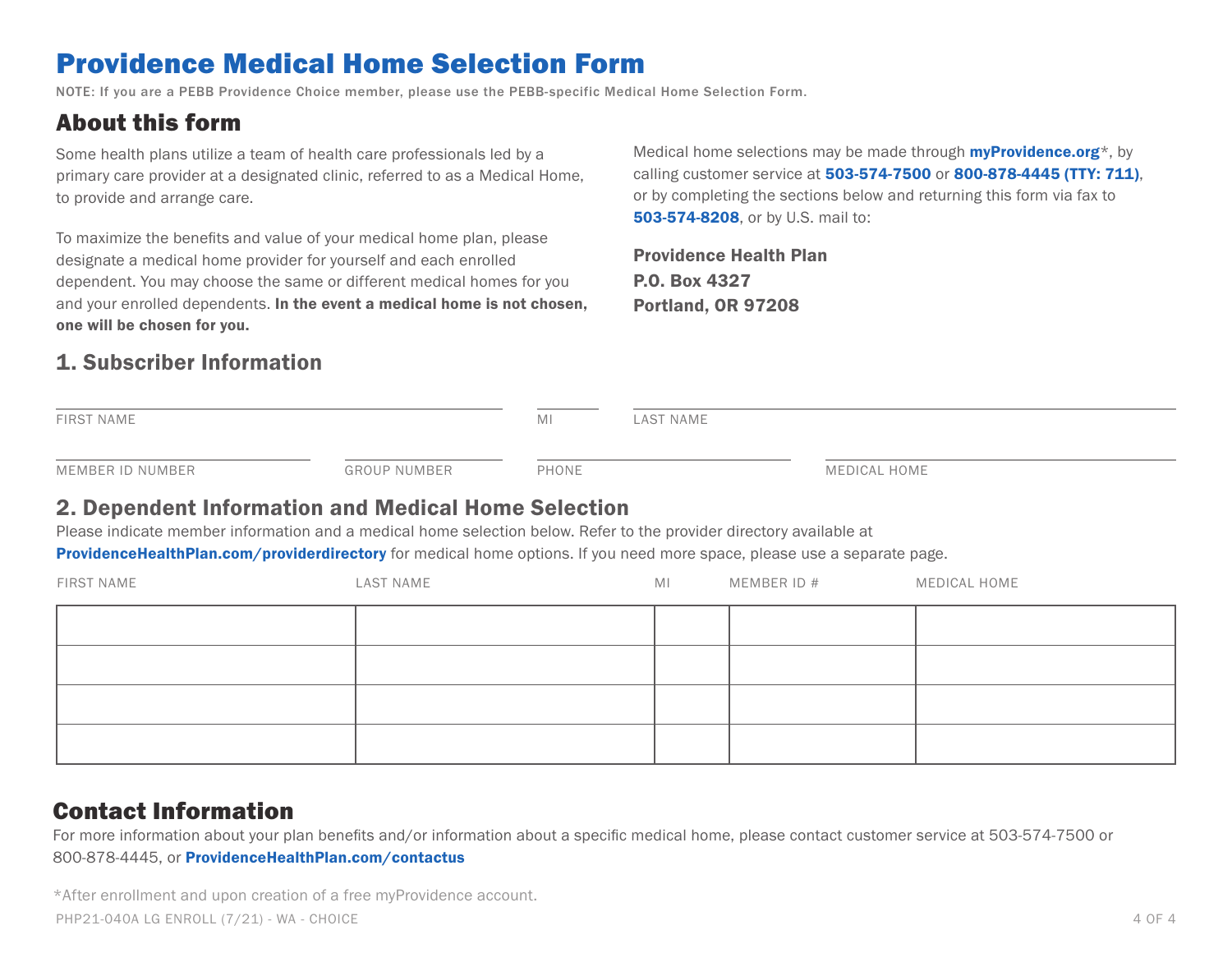# Providence Medical Home Selection Form

NOTE: If you are a PEBB Providence Choice member, please use the PEBB-specific Medical Home Selection Form.

## About this form

Some health plans utilize a team of health care professionals led by a primary care provider at a designated clinic, referred to as a Medical Home, to provide and arrange care.

To maximize the benefits and value of your medical home plan, please designate a medical home provider for yourself and each enrolled dependent. You may choose the same or different medical homes for you and your enrolled dependents. **In the event a medical home is not chosen, one will be chosen for you.**

Medical home selections may be made through **myProvidence.org***, by calling customer service at **503-574-7500** or **800-878-4445 (TTY: 711)**, or by completing the sections below and returning this form via fax to **503-574-8208**, or by U.S. mail to:

**Providence Health Plan**
**P.O. Box 4327**
**Portland, OR 97208**

## 1. Subscriber Information

FIRST NAME ____________________ MI ____ LAST NAME ____________________

MEMBER ID NUMBER ____________ GROUP NUMBER ____________ PHONE ____________ MEDICAL HOME ____________

## 2. Dependent Information and Medical Home Selection

Please indicate member information and a medical home selection below. Refer to the provider directory available at **ProvidenceHealthPlan.com/providerdirectory** for medical home options. If you need more space, please use a separate page.

| FIRST NAME | LAST NAME | MI | MEMBER ID # | MEDICAL HOME |
|---|---|---|---|---|
| | | | | |
| | | | | |
| | | | | |
| | | | | |

## Contact Information

For more information about your plan benefits and/or information about a specific medical home, please contact customer service at 503-574-7500 or 800-878-4445, or **ProvidenceHealthPlan.com/contactus**

*After enrollment and upon creation of a free myProvidence account.

PHP21-040A LG ENROLL (7/21) - WA - CHOICE